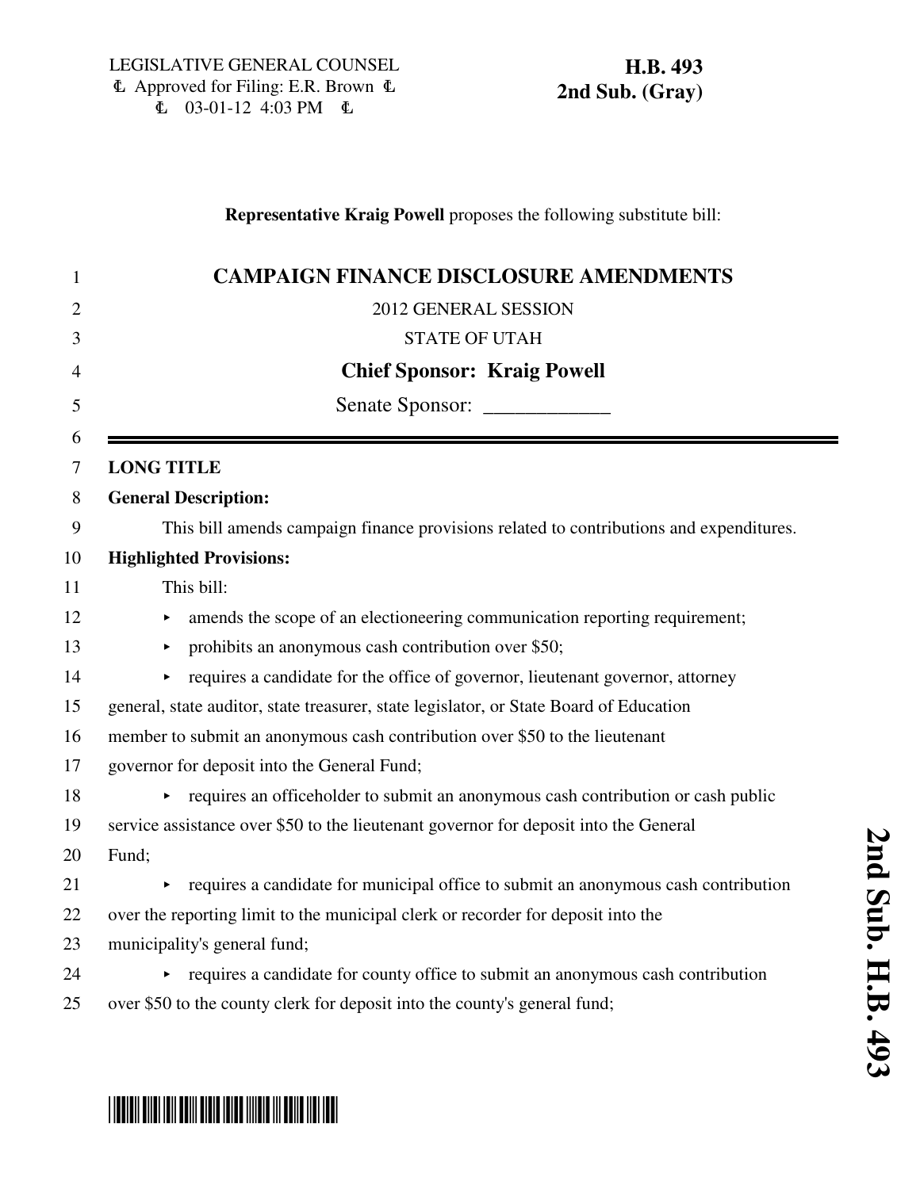LEGISLATIVE GENERAL COUNSEL
Approved for Filing: E.R. Brown
03-01-12 4:03 PM

**H.B. 493**
**2nd Sub. (Gray)**

**Representative Kraig Powell** proposes the following substitute bill:

# CAMPAIGN FINANCE DISCLOSURE AMENDMENTS

2012 GENERAL SESSION

STATE OF UTAH

**Chief Sponsor: Kraig Powell**

Senate Sponsor: ____________

**LONG TITLE**

**General Description:**

This bill amends campaign finance provisions related to contributions and expenditures.

**Highlighted Provisions:**

This bill:

- amends the scope of an electioneering communication reporting requirement;
- prohibits an anonymous cash contribution over $50;
- requires a candidate for the office of governor, lieutenant governor, attorney general, state auditor, state treasurer, state legislator, or State Board of Education member to submit an anonymous cash contribution over $50 to the lieutenant governor for deposit into the General Fund;
- requires an officeholder to submit an anonymous cash contribution or cash public service assistance over $50 to the lieutenant governor for deposit into the General Fund;
- requires a candidate for municipal office to submit an anonymous cash contribution over the reporting limit to the municipal clerk or recorder for deposit into the municipality's general fund;
- requires a candidate for county office to submit an anonymous cash contribution over $50 to the county clerk for deposit into the county's general fund;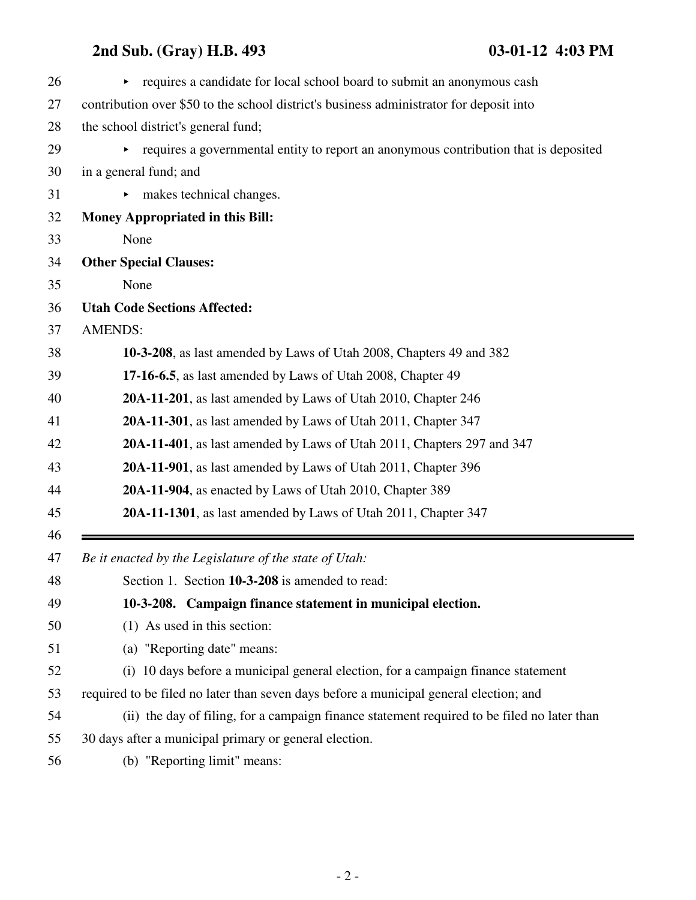- requires a candidate for local school board to submit an anonymous cash contribution over $50 to the school district's business administrator for deposit into the school district's general fund;
- requires a governmental entity to report an anonymous contribution that is deposited in a general fund; and
- makes technical changes.

**Money Appropriated in this Bill:**

None

**Other Special Clauses:**

None

**Utah Code Sections Affected:**

AMENDS:

**10-3-208**, as last amended by Laws of Utah 2008, Chapters 49 and 382

**17-16-6.5**, as last amended by Laws of Utah 2008, Chapter 49

**20A-11-201**, as last amended by Laws of Utah 2010, Chapter 246

**20A-11-301**, as last amended by Laws of Utah 2011, Chapter 347

**20A-11-401**, as last amended by Laws of Utah 2011, Chapters 297 and 347

**20A-11-901**, as last amended by Laws of Utah 2011, Chapter 396

**20A-11-904**, as enacted by Laws of Utah 2010, Chapter 389

**20A-11-1301**, as last amended by Laws of Utah 2011, Chapter 347

---

*Be it enacted by the Legislature of the state of Utah:*

Section 1. Section **10-3-208** is amended to read:

**10-3-208. Campaign finance statement in municipal election.**

(1) As used in this section:

(a) "Reporting date" means:

(i) 10 days before a municipal general election, for a campaign finance statement required to be filed no later than seven days before a municipal general election; and

(ii) the day of filing, for a campaign finance statement required to be filed no later than 30 days after a municipal primary or general election.

(b) "Reporting limit" means: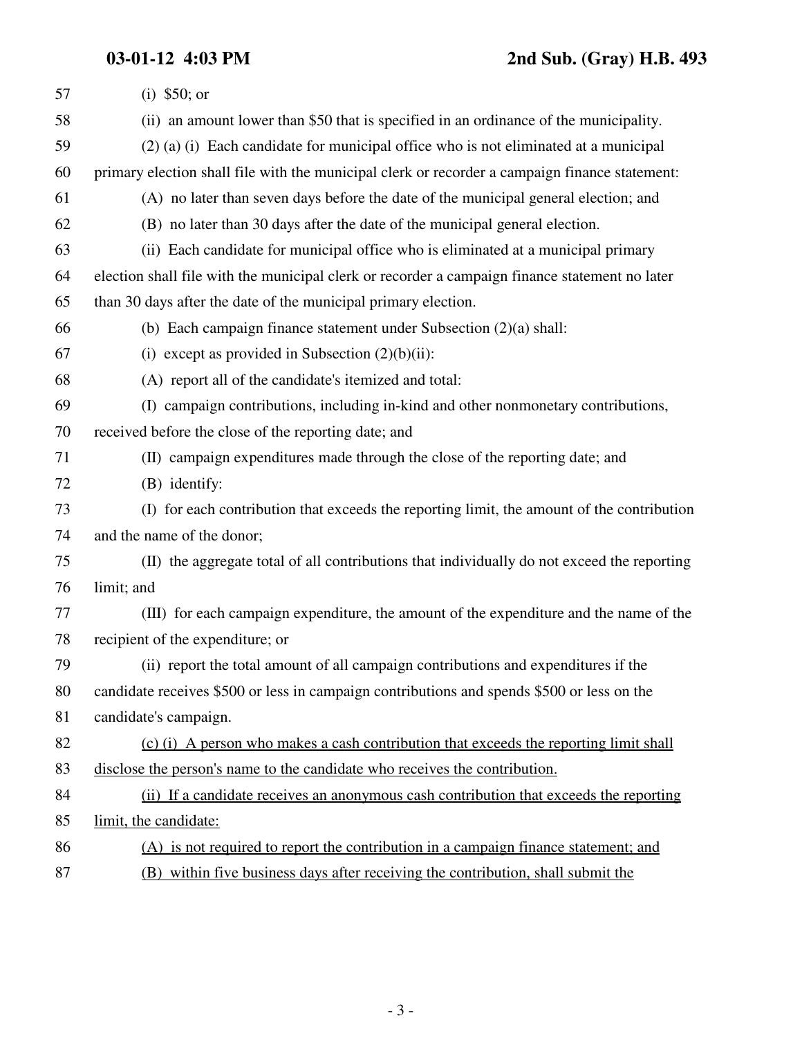(i) $50; or

(ii) an amount lower than $50 that is specified in an ordinance of the municipality.

(2) (a) (i) Each candidate for municipal office who is not eliminated at a municipal primary election shall file with the municipal clerk or recorder a campaign finance statement:

(A) no later than seven days before the date of the municipal general election; and

(B) no later than 30 days after the date of the municipal general election.

(ii) Each candidate for municipal office who is eliminated at a municipal primary election shall file with the municipal clerk or recorder a campaign finance statement no later than 30 days after the date of the municipal primary election.

(b) Each campaign finance statement under Subsection (2)(a) shall:

(i) except as provided in Subsection (2)(b)(ii):

(A) report all of the candidate's itemized and total:

(I) campaign contributions, including in-kind and other nonmonetary contributions, received before the close of the reporting date; and

(II) campaign expenditures made through the close of the reporting date; and

(B) identify:

(I) for each contribution that exceeds the reporting limit, the amount of the contribution and the name of the donor;

(II) the aggregate total of all contributions that individually do not exceed the reporting limit; and

(III) for each campaign expenditure, the amount of the expenditure and the name of the recipient of the expenditure; or

(ii) report the total amount of all campaign contributions and expenditures if the candidate receives $500 or less in campaign contributions and spends $500 or less on the candidate's campaign.

(c) (i) A person who makes a cash contribution that exceeds the reporting limit shall disclose the person's name to the candidate who receives the contribution.

(ii) If a candidate receives an anonymous cash contribution that exceeds the reporting limit, the candidate:

(A) is not required to report the contribution in a campaign finance statement; and

(B) within five business days after receiving the contribution, shall submit the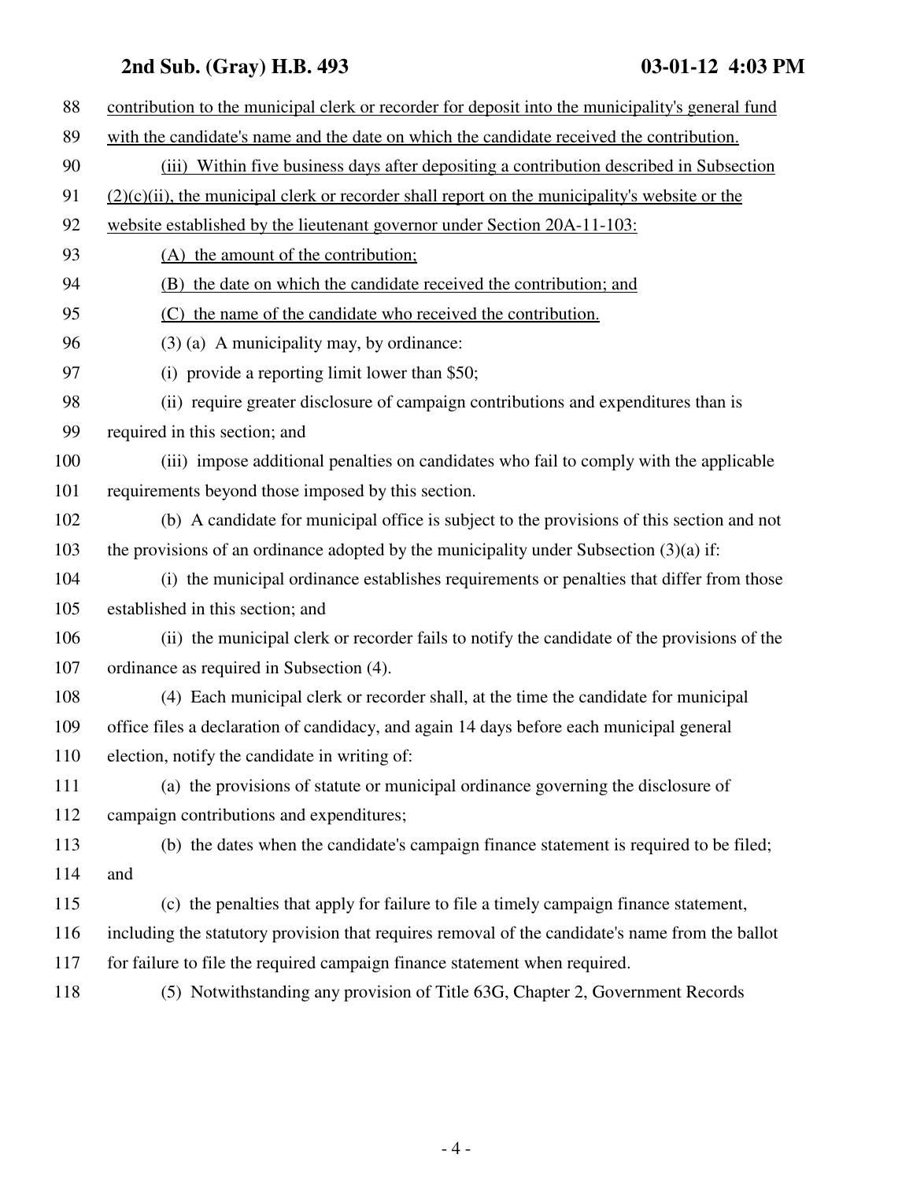contribution to the municipal clerk or recorder for deposit into the municipality's general fund with the candidate's name and the date on which the candidate received the contribution.

(iii) Within five business days after depositing a contribution described in Subsection (2)(c)(ii), the municipal clerk or recorder shall report on the municipality's website or the website established by the lieutenant governor under Section 20A-11-103:

(A) the amount of the contribution;

(B) the date on which the candidate received the contribution; and

(C) the name of the candidate who received the contribution.

(3) (a) A municipality may, by ordinance:

(i) provide a reporting limit lower than $50;

(ii) require greater disclosure of campaign contributions and expenditures than is required in this section; and

(iii) impose additional penalties on candidates who fail to comply with the applicable requirements beyond those imposed by this section.

(b) A candidate for municipal office is subject to the provisions of this section and not the provisions of an ordinance adopted by the municipality under Subsection (3)(a) if:

(i) the municipal ordinance establishes requirements or penalties that differ from those established in this section; and

(ii) the municipal clerk or recorder fails to notify the candidate of the provisions of the ordinance as required in Subsection (4).

(4) Each municipal clerk or recorder shall, at the time the candidate for municipal office files a declaration of candidacy, and again 14 days before each municipal general election, notify the candidate in writing of:

(a) the provisions of statute or municipal ordinance governing the disclosure of campaign contributions and expenditures;

(b) the dates when the candidate's campaign finance statement is required to be filed; and

(c) the penalties that apply for failure to file a timely campaign finance statement, including the statutory provision that requires removal of the candidate's name from the ballot for failure to file the required campaign finance statement when required.

(5) Notwithstanding any provision of Title 63G, Chapter 2, Government Records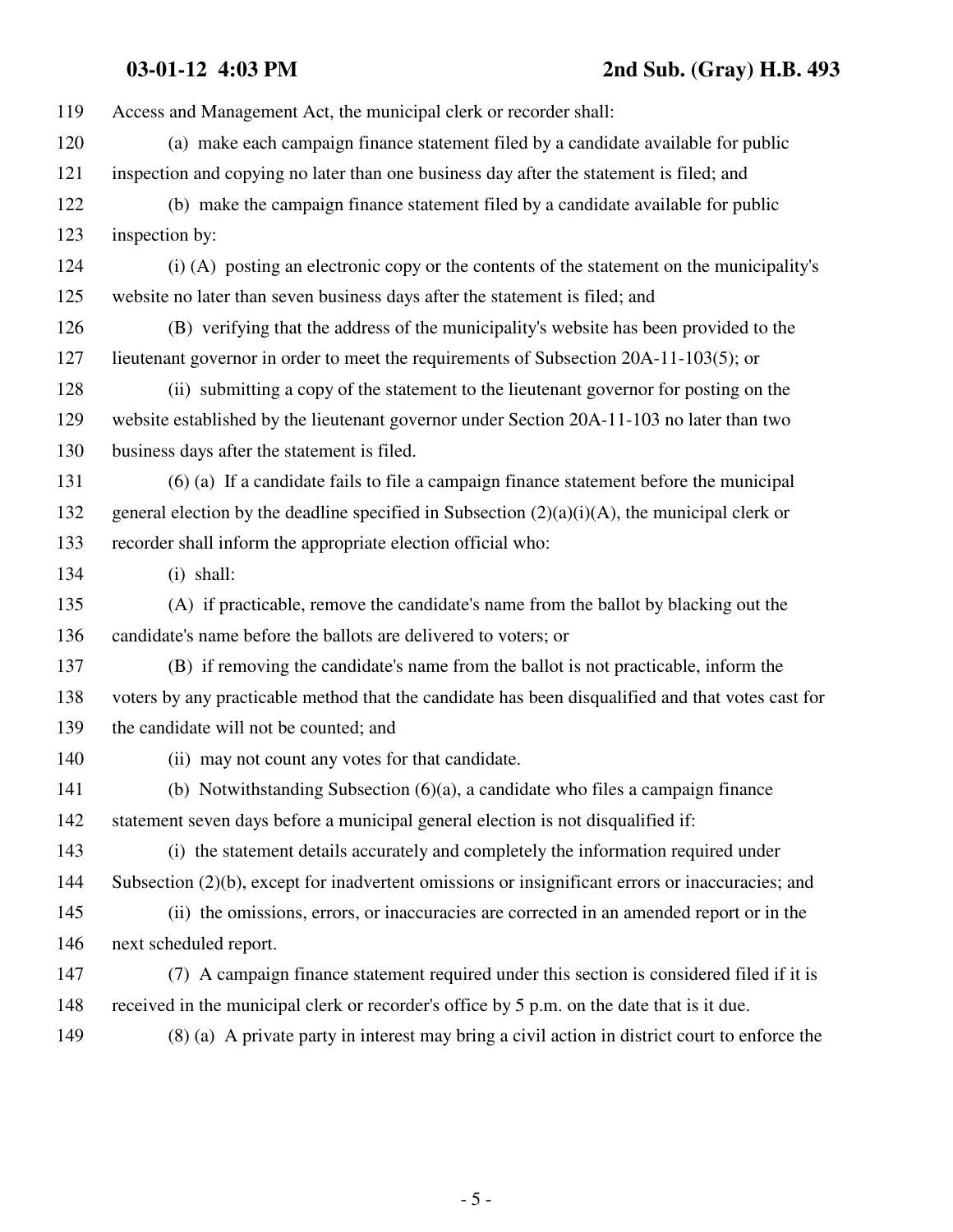Access and Management Act, the municipal clerk or recorder shall:

(a) make each campaign finance statement filed by a candidate available for public inspection and copying no later than one business day after the statement is filed; and

(b) make the campaign finance statement filed by a candidate available for public inspection by:

(i) (A) posting an electronic copy or the contents of the statement on the municipality's website no later than seven business days after the statement is filed; and

(B) verifying that the address of the municipality's website has been provided to the lieutenant governor in order to meet the requirements of Subsection 20A-11-103(5); or

(ii) submitting a copy of the statement to the lieutenant governor for posting on the website established by the lieutenant governor under Section 20A-11-103 no later than two business days after the statement is filed.

(6) (a) If a candidate fails to file a campaign finance statement before the municipal general election by the deadline specified in Subsection (2)(a)(i)(A), the municipal clerk or recorder shall inform the appropriate election official who:

(i) shall:

(A) if practicable, remove the candidate's name from the ballot by blacking out the candidate's name before the ballots are delivered to voters; or

(B) if removing the candidate's name from the ballot is not practicable, inform the voters by any practicable method that the candidate has been disqualified and that votes cast for the candidate will not be counted; and

(ii) may not count any votes for that candidate.

(b) Notwithstanding Subsection (6)(a), a candidate who files a campaign finance statement seven days before a municipal general election is not disqualified if:

(i) the statement details accurately and completely the information required under Subsection (2)(b), except for inadvertent omissions or insignificant errors or inaccuracies; and

(ii) the omissions, errors, or inaccuracies are corrected in an amended report or in the next scheduled report.

(7) A campaign finance statement required under this section is considered filed if it is received in the municipal clerk or recorder's office by 5 p.m. on the date that is it due.

(8) (a) A private party in interest may bring a civil action in district court to enforce the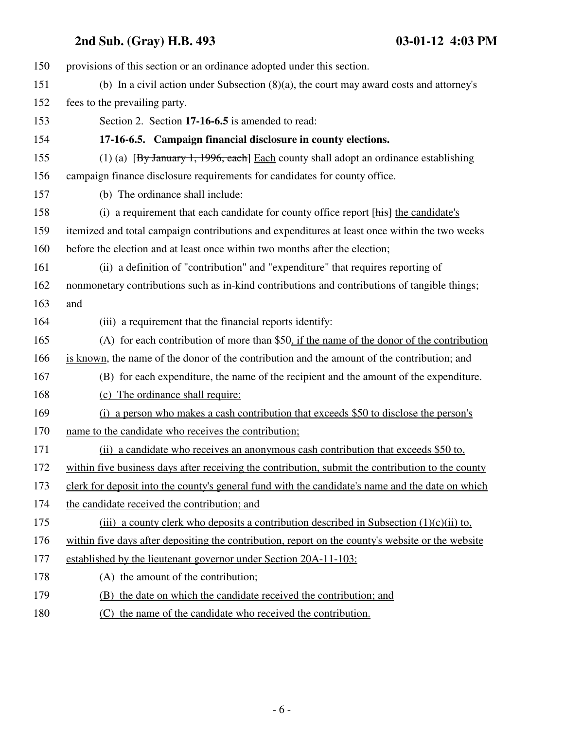provisions of this section or an ordinance adopted under this section.

(b) In a civil action under Subsection (8)(a), the court may award costs and attorney's fees to the prevailing party.

Section 2. Section **17-16-6.5** is amended to read:

**17-16-6.5. Campaign financial disclosure in county elections.**

(1) (a) [~~By January 1, 1996, each~~] Each county shall adopt an ordinance establishing campaign finance disclosure requirements for candidates for county office.

(b) The ordinance shall include:

(i) a requirement that each candidate for county office report [~~his~~] the candidate's itemized and total campaign contributions and expenditures at least once within the two weeks before the election and at least once within two months after the election;

(ii) a definition of "contribution" and "expenditure" that requires reporting of nonmonetary contributions such as in-kind contributions and contributions of tangible things; and

(iii) a requirement that the financial reports identify:

(A) for each contribution of more than $50, if the name of the donor of the contribution is known, the name of the donor of the contribution and the amount of the contribution; and

(B) for each expenditure, the name of the recipient and the amount of the expenditure.

(c) The ordinance shall require:

(i) a person who makes a cash contribution that exceeds $50 to disclose the person's name to the candidate who receives the contribution;

(ii) a candidate who receives an anonymous cash contribution that exceeds $50 to, within five business days after receiving the contribution, submit the contribution to the county clerk for deposit into the county's general fund with the candidate's name and the date on which the candidate received the contribution; and

(iii) a county clerk who deposits a contribution described in Subsection (1)(c)(ii) to, within five days after depositing the contribution, report on the county's website or the website established by the lieutenant governor under Section 20A-11-103:

(A) the amount of the contribution;

(B) the date on which the candidate received the contribution; and

(C) the name of the candidate who received the contribution.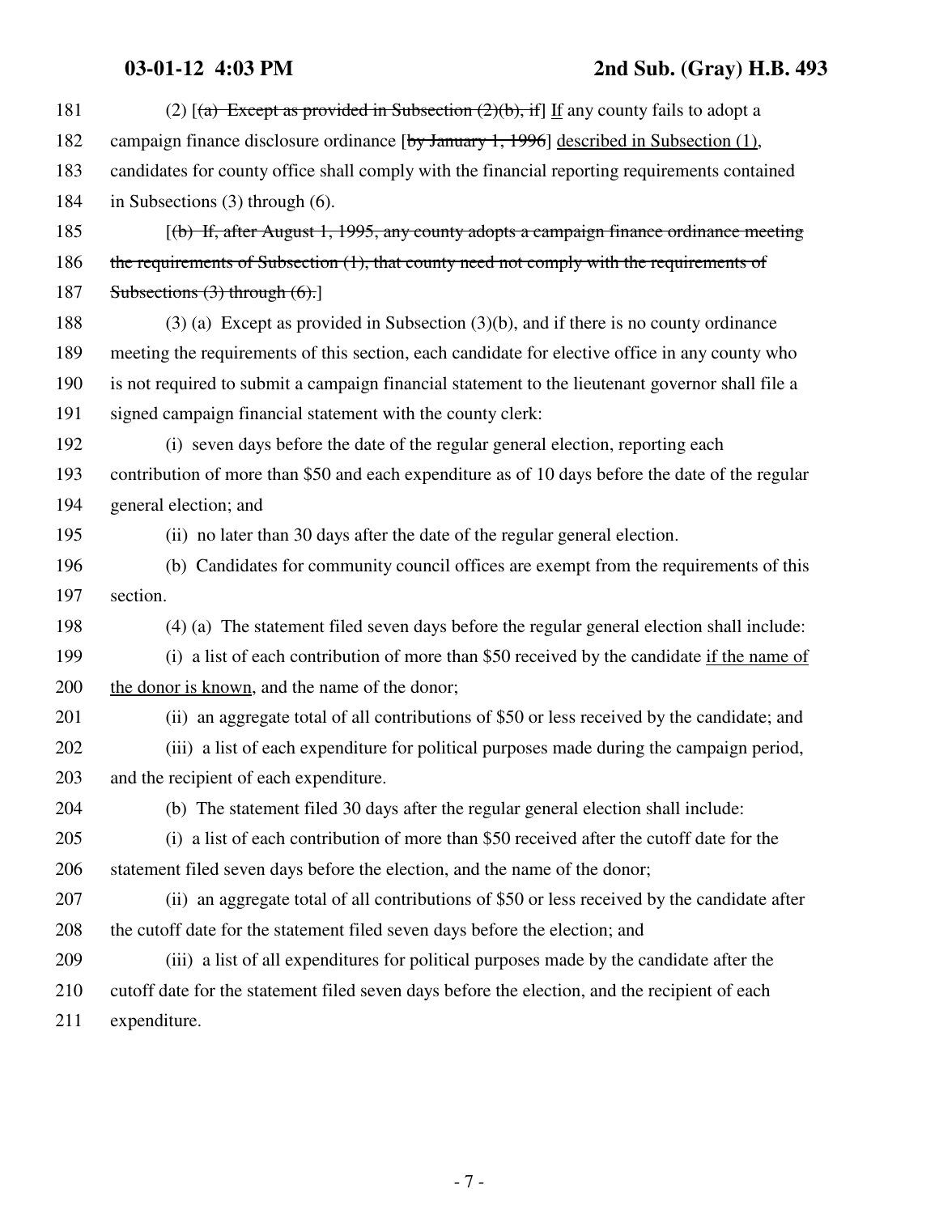181 (2) [~~(a) Except as provided in Subsection (2)(b), if~~] If any county fails to adopt a
182 campaign finance disclosure ordinance [~~by January 1, 1996~~] described in Subsection (1),
183 candidates for county office shall comply with the financial reporting requirements contained
184 in Subsections (3) through (6).

185 [~~(b) If, after August 1, 1995, any county adopts a campaign finance ordinance meeting~~
186 ~~the requirements of Subsection (1), that county need not comply with the requirements of~~
187 ~~Subsections (3) through (6).~~]

188 (3) (a) Except as provided in Subsection (3)(b), and if there is no county ordinance
189 meeting the requirements of this section, each candidate for elective office in any county who
190 is not required to submit a campaign financial statement to the lieutenant governor shall file a
191 signed campaign financial statement with the county clerk:

192 (i) seven days before the date of the regular general election, reporting each
193 contribution of more than $50 and each expenditure as of 10 days before the date of the regular
194 general election; and

195 (ii) no later than 30 days after the date of the regular general election.

196 (b) Candidates for community council offices are exempt from the requirements of this
197 section.

198 (4) (a) The statement filed seven days before the regular general election shall include:

199 (i) a list of each contribution of more than $50 received by the candidate if the name of
200 the donor is known, and the name of the donor;

201 (ii) an aggregate total of all contributions of $50 or less received by the candidate; and

202 (iii) a list of each expenditure for political purposes made during the campaign period,
203 and the recipient of each expenditure.

204 (b) The statement filed 30 days after the regular general election shall include:

205 (i) a list of each contribution of more than $50 received after the cutoff date for the
206 statement filed seven days before the election, and the name of the donor;

207 (ii) an aggregate total of all contributions of $50 or less received by the candidate after
208 the cutoff date for the statement filed seven days before the election; and

209 (iii) a list of all expenditures for political purposes made by the candidate after the
210 cutoff date for the statement filed seven days before the election, and the recipient of each
211 expenditure.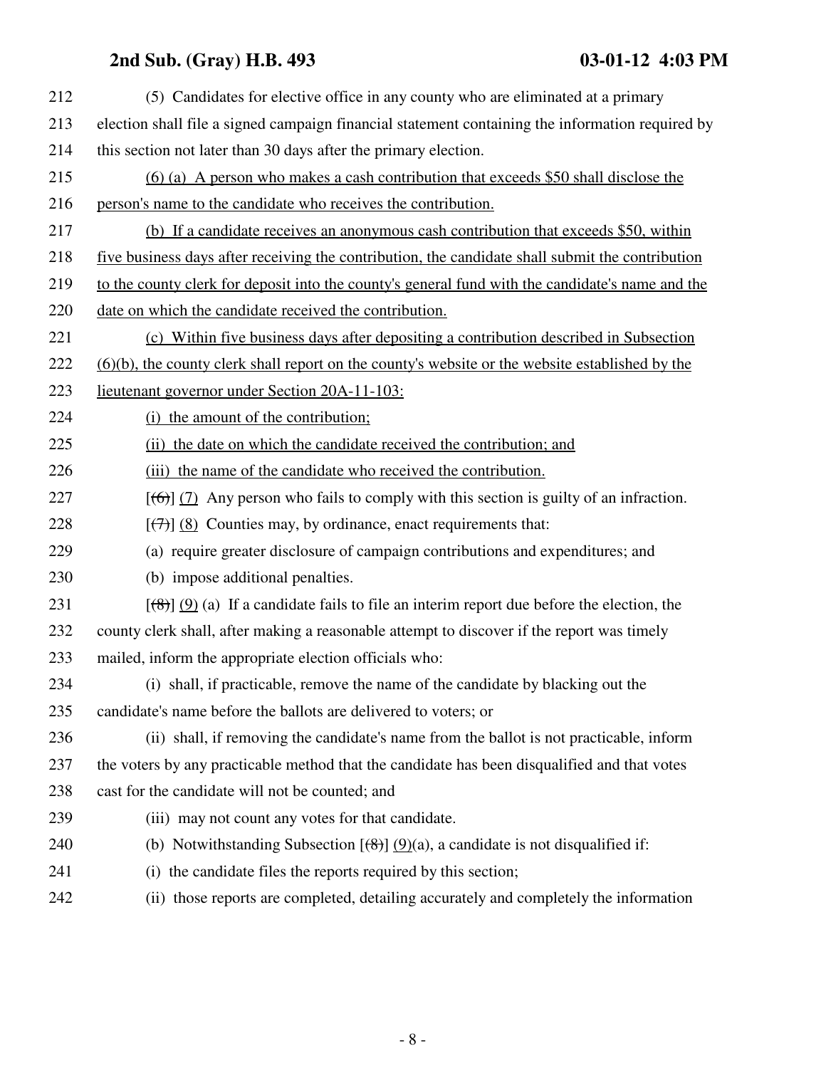212 (5) Candidates for elective office in any county who are eliminated at a primary
213 election shall file a signed campaign financial statement containing the information required by
214 this section not later than 30 days after the primary election.

215 (6) (a) A person who makes a cash contribution that exceeds $50 shall disclose the
216 person's name to the candidate who receives the contribution.

217 (b) If a candidate receives an anonymous cash contribution that exceeds $50, within
218 five business days after receiving the contribution, the candidate shall submit the contribution
219 to the county clerk for deposit into the county's general fund with the candidate's name and the
220 date on which the candidate received the contribution.

221 (c) Within five business days after depositing a contribution described in Subsection
222 (6)(b), the county clerk shall report on the county's website or the website established by the
223 lieutenant governor under Section 20A-11-103:

224 (i) the amount of the contribution;

225 (ii) the date on which the candidate received the contribution; and

226 (iii) the name of the candidate who received the contribution.

227 [~~(6)~~] (7) Any person who fails to comply with this section is guilty of an infraction.

228 [~~(7)~~] (8) Counties may, by ordinance, enact requirements that:

229 (a) require greater disclosure of campaign contributions and expenditures; and

230 (b) impose additional penalties.

231 [~~(8)~~] (9) (a) If a candidate fails to file an interim report due before the election, the
232 county clerk shall, after making a reasonable attempt to discover if the report was timely
233 mailed, inform the appropriate election officials who:

234 (i) shall, if practicable, remove the name of the candidate by blacking out the
235 candidate's name before the ballots are delivered to voters; or

236 (ii) shall, if removing the candidate's name from the ballot is not practicable, inform
237 the voters by any practicable method that the candidate has been disqualified and that votes
238 cast for the candidate will not be counted; and

239 (iii) may not count any votes for that candidate.

240 (b) Notwithstanding Subsection [~~(8)~~] (9)(a), a candidate is not disqualified if:

241 (i) the candidate files the reports required by this section;

242 (ii) those reports are completed, detailing accurately and completely the information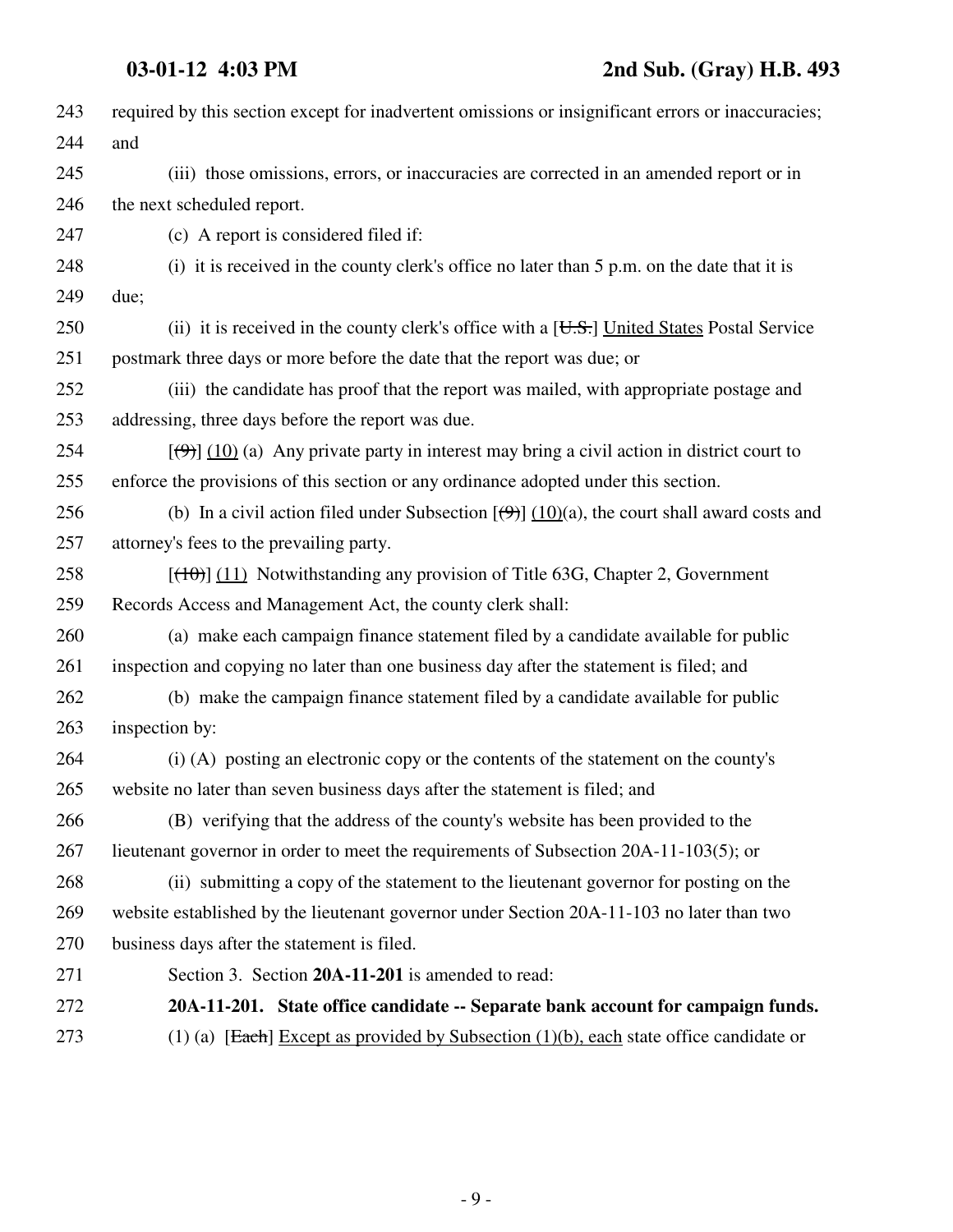243 required by this section except for inadvertent omissions or insignificant errors or inaccuracies;
244 and

245 (iii) those omissions, errors, or inaccuracies are corrected in an amended report or in
246 the next scheduled report.

247 (c) A report is considered filed if:

248 (i) it is received in the county clerk's office no later than 5 p.m. on the date that it is
249 due;

250 (ii) it is received in the county clerk's office with a [~~U.S.~~] United States Postal Service
251 postmark three days or more before the date that the report was due; or

252 (iii) the candidate has proof that the report was mailed, with appropriate postage and
253 addressing, three days before the report was due.

254 [~~(9)~~] (10) (a) Any private party in interest may bring a civil action in district court to
255 enforce the provisions of this section or any ordinance adopted under this section.

256 (b) In a civil action filed under Subsection [~~(9)~~] (10)(a), the court shall award costs and
257 attorney's fees to the prevailing party.

258 [~~(10)~~] (11) Notwithstanding any provision of Title 63G, Chapter 2, Government
259 Records Access and Management Act, the county clerk shall:

260 (a) make each campaign finance statement filed by a candidate available for public
261 inspection and copying no later than one business day after the statement is filed; and

262 (b) make the campaign finance statement filed by a candidate available for public
263 inspection by:

264 (i) (A) posting an electronic copy or the contents of the statement on the county's
265 website no later than seven business days after the statement is filed; and

266 (B) verifying that the address of the county's website has been provided to the
267 lieutenant governor in order to meet the requirements of Subsection 20A-11-103(5); or

268 (ii) submitting a copy of the statement to the lieutenant governor for posting on the
269 website established by the lieutenant governor under Section 20A-11-103 no later than two
270 business days after the statement is filed.

271 Section 3. Section **20A-11-201** is amended to read:

272 **20A-11-201. State office candidate -- Separate bank account for campaign funds.**

273 (1) (a) [~~Each~~] Except as provided by Subsection (1)(b), each state office candidate or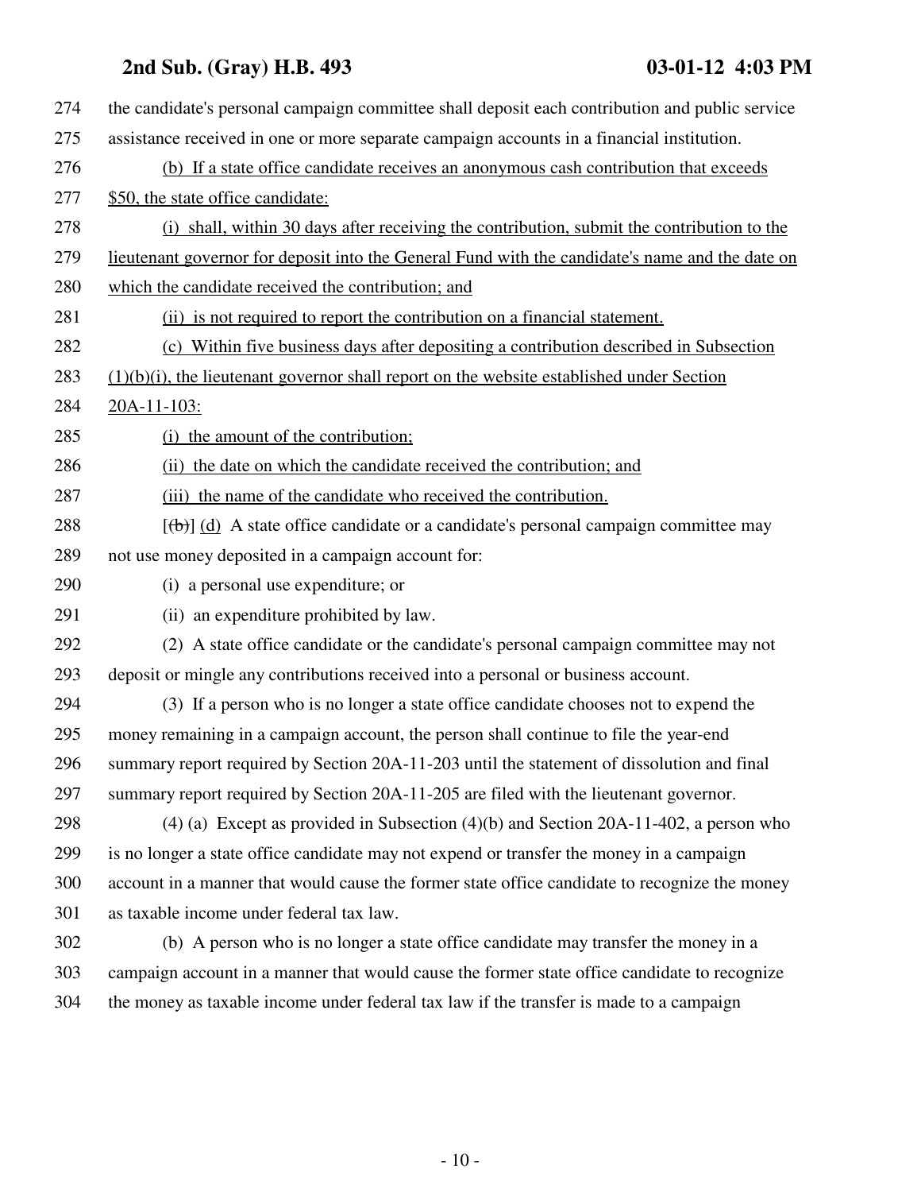the candidate's personal campaign committee shall deposit each contribution and public service assistance received in one or more separate campaign accounts in a financial institution.

(b) If a state office candidate receives an anonymous cash contribution that exceeds $50, the state office candidate:

(i) shall, within 30 days after receiving the contribution, submit the contribution to the lieutenant governor for deposit into the General Fund with the candidate's name and the date on which the candidate received the contribution; and

(ii) is not required to report the contribution on a financial statement.

(c) Within five business days after depositing a contribution described in Subsection (1)(b)(i), the lieutenant governor shall report on the website established under Section 20A-11-103:

(i) the amount of the contribution;

(ii) the date on which the candidate received the contribution; and

(iii) the name of the candidate who received the contribution.

[~~(b)~~] (d) A state office candidate or a candidate's personal campaign committee may not use money deposited in a campaign account for:

(i) a personal use expenditure; or

(ii) an expenditure prohibited by law.

(2) A state office candidate or the candidate's personal campaign committee may not deposit or mingle any contributions received into a personal or business account.

(3) If a person who is no longer a state office candidate chooses not to expend the money remaining in a campaign account, the person shall continue to file the year-end summary report required by Section 20A-11-203 until the statement of dissolution and final summary report required by Section 20A-11-205 are filed with the lieutenant governor.

(4) (a) Except as provided in Subsection (4)(b) and Section 20A-11-402, a person who is no longer a state office candidate may not expend or transfer the money in a campaign account in a manner that would cause the former state office candidate to recognize the money as taxable income under federal tax law.

(b) A person who is no longer a state office candidate may transfer the money in a campaign account in a manner that would cause the former state office candidate to recognize the money as taxable income under federal tax law if the transfer is made to a campaign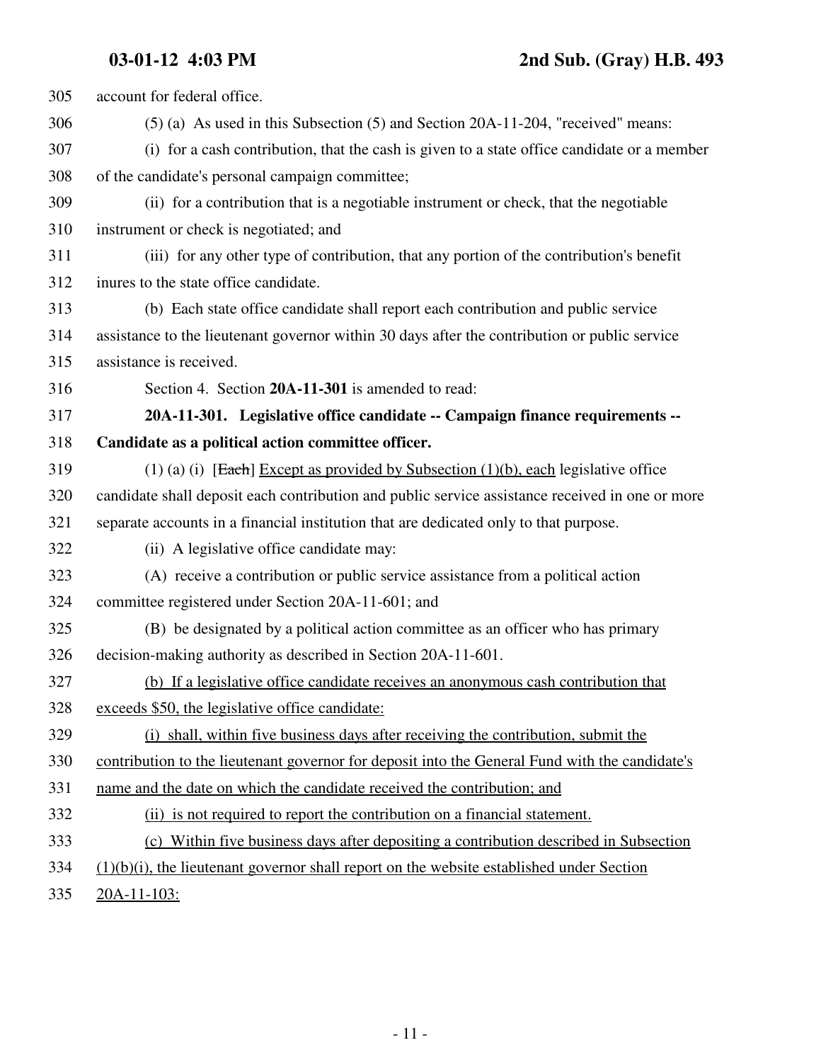account for federal office.

(5) (a) As used in this Subsection (5) and Section 20A-11-204, "received" means:

(i) for a cash contribution, that the cash is given to a state office candidate or a member of the candidate's personal campaign committee;

(ii) for a contribution that is a negotiable instrument or check, that the negotiable instrument or check is negotiated; and

(iii) for any other type of contribution, that any portion of the contribution's benefit inures to the state office candidate.

(b) Each state office candidate shall report each contribution and public service assistance to the lieutenant governor within 30 days after the contribution or public service assistance is received.

Section 4. Section **20A-11-301** is amended to read:

**20A-11-301. Legislative office candidate -- Campaign finance requirements -- Candidate as a political action committee officer.**

(1) (a) (i) [~~Each~~] Except as provided by Subsection (1)(b), each legislative office candidate shall deposit each contribution and public service assistance received in one or more separate accounts in a financial institution that are dedicated only to that purpose.

(ii) A legislative office candidate may:

(A) receive a contribution or public service assistance from a political action committee registered under Section 20A-11-601; and

(B) be designated by a political action committee as an officer who has primary decision-making authority as described in Section 20A-11-601.

(b) If a legislative office candidate receives an anonymous cash contribution that exceeds $50, the legislative office candidate:

(i) shall, within five business days after receiving the contribution, submit the contribution to the lieutenant governor for deposit into the General Fund with the candidate's name and the date on which the candidate received the contribution; and

(ii) is not required to report the contribution on a financial statement.

(c) Within five business days after depositing a contribution described in Subsection (1)(b)(i), the lieutenant governor shall report on the website established under Section 20A-11-103: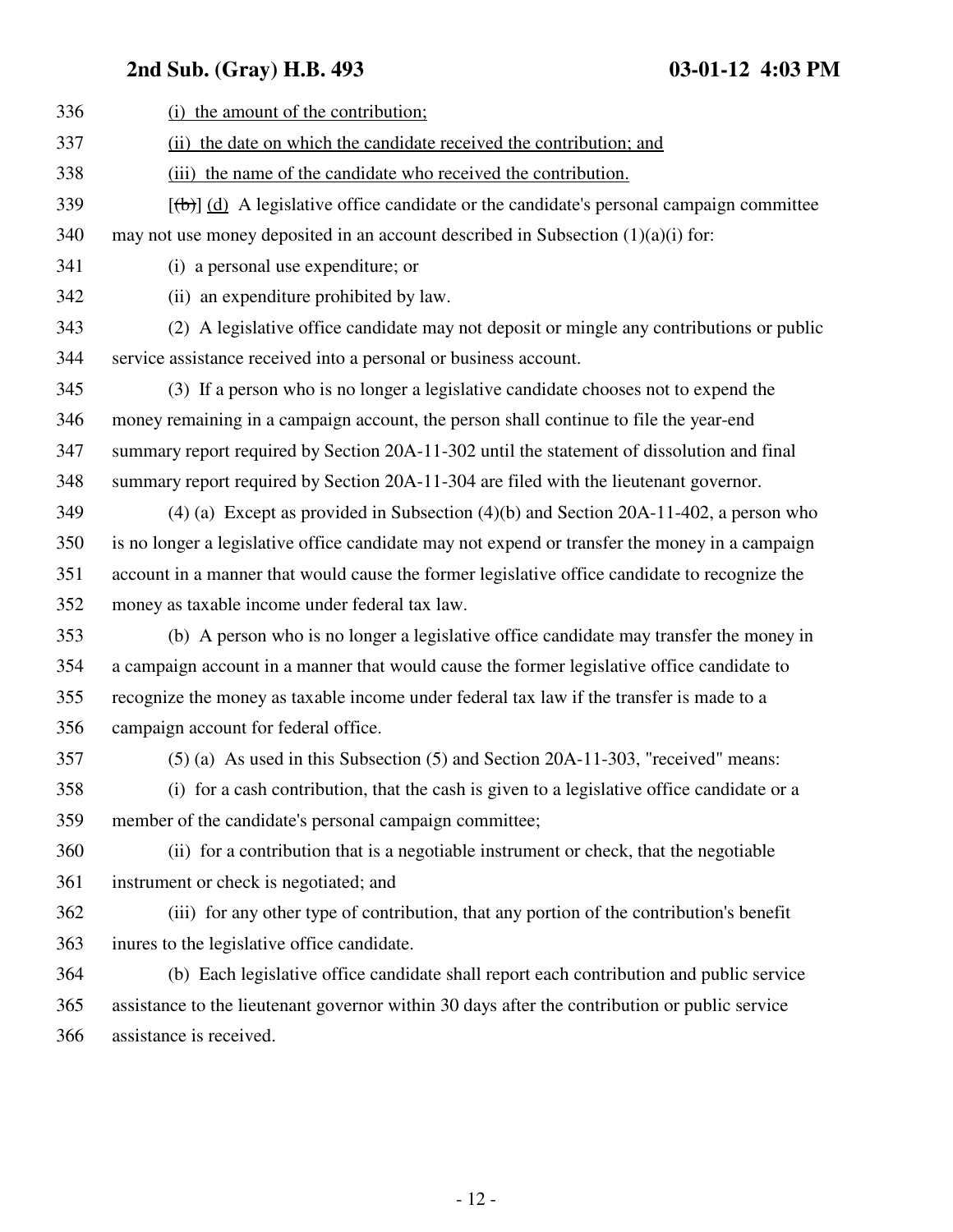(i) the amount of the contribution;

(ii) the date on which the candidate received the contribution; and

(iii) the name of the candidate who received the contribution.

[(b)] (d) A legislative office candidate or the candidate's personal campaign committee may not use money deposited in an account described in Subsection (1)(a)(i) for:

(i) a personal use expenditure; or

(ii) an expenditure prohibited by law.

(2) A legislative office candidate may not deposit or mingle any contributions or public service assistance received into a personal or business account.

(3) If a person who is no longer a legislative candidate chooses not to expend the money remaining in a campaign account, the person shall continue to file the year-end summary report required by Section 20A-11-302 until the statement of dissolution and final summary report required by Section 20A-11-304 are filed with the lieutenant governor.

(4) (a) Except as provided in Subsection (4)(b) and Section 20A-11-402, a person who is no longer a legislative office candidate may not expend or transfer the money in a campaign account in a manner that would cause the former legislative office candidate to recognize the money as taxable income under federal tax law.

(b) A person who is no longer a legislative office candidate may transfer the money in a campaign account in a manner that would cause the former legislative office candidate to recognize the money as taxable income under federal tax law if the transfer is made to a campaign account for federal office.

(5) (a) As used in this Subsection (5) and Section 20A-11-303, "received" means:

(i) for a cash contribution, that the cash is given to a legislative office candidate or a member of the candidate's personal campaign committee;

(ii) for a contribution that is a negotiable instrument or check, that the negotiable instrument or check is negotiated; and

(iii) for any other type of contribution, that any portion of the contribution's benefit inures to the legislative office candidate.

(b) Each legislative office candidate shall report each contribution and public service assistance to the lieutenant governor within 30 days after the contribution or public service assistance is received.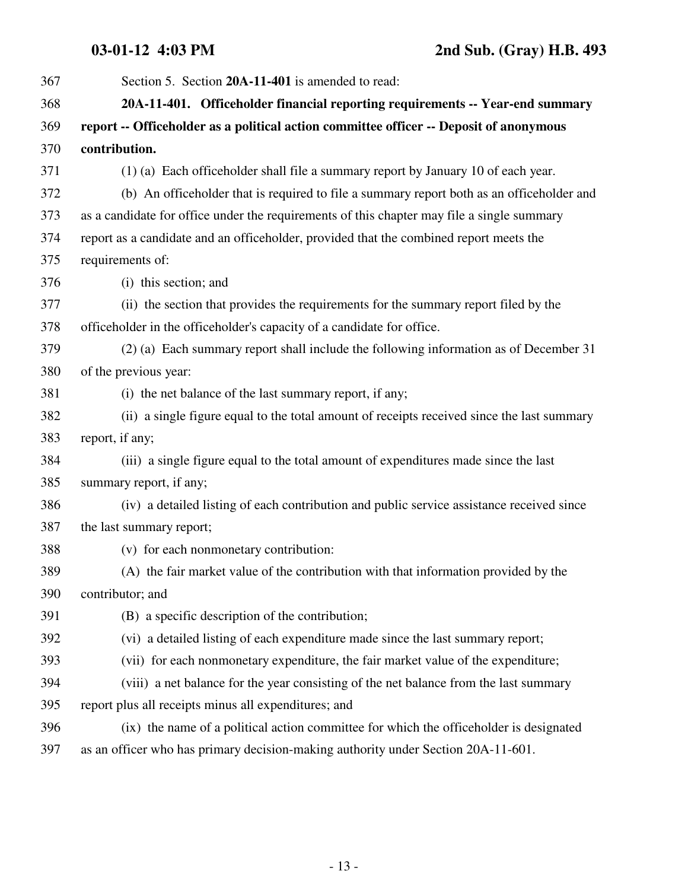Section 5. Section **20A-11-401** is amended to read:

**20A-11-401. Officeholder financial reporting requirements -- Year-end summary report -- Officeholder as a political action committee officer -- Deposit of anonymous contribution.**

(1) (a) Each officeholder shall file a summary report by January 10 of each year.

(b) An officeholder that is required to file a summary report both as an officeholder and as a candidate for office under the requirements of this chapter may file a single summary report as a candidate and an officeholder, provided that the combined report meets the requirements of:

(i) this section; and

(ii) the section that provides the requirements for the summary report filed by the officeholder in the officeholder's capacity of a candidate for office.

(2) (a) Each summary report shall include the following information as of December 31 of the previous year:

(i) the net balance of the last summary report, if any;

(ii) a single figure equal to the total amount of receipts received since the last summary report, if any;

(iii) a single figure equal to the total amount of expenditures made since the last summary report, if any;

(iv) a detailed listing of each contribution and public service assistance received since the last summary report;

(v) for each nonmonetary contribution:

(A) the fair market value of the contribution with that information provided by the contributor; and

(B) a specific description of the contribution;

(vi) a detailed listing of each expenditure made since the last summary report;

(vii) for each nonmonetary expenditure, the fair market value of the expenditure;

(viii) a net balance for the year consisting of the net balance from the last summary report plus all receipts minus all expenditures; and

(ix) the name of a political action committee for which the officeholder is designated as an officer who has primary decision-making authority under Section 20A-11-601.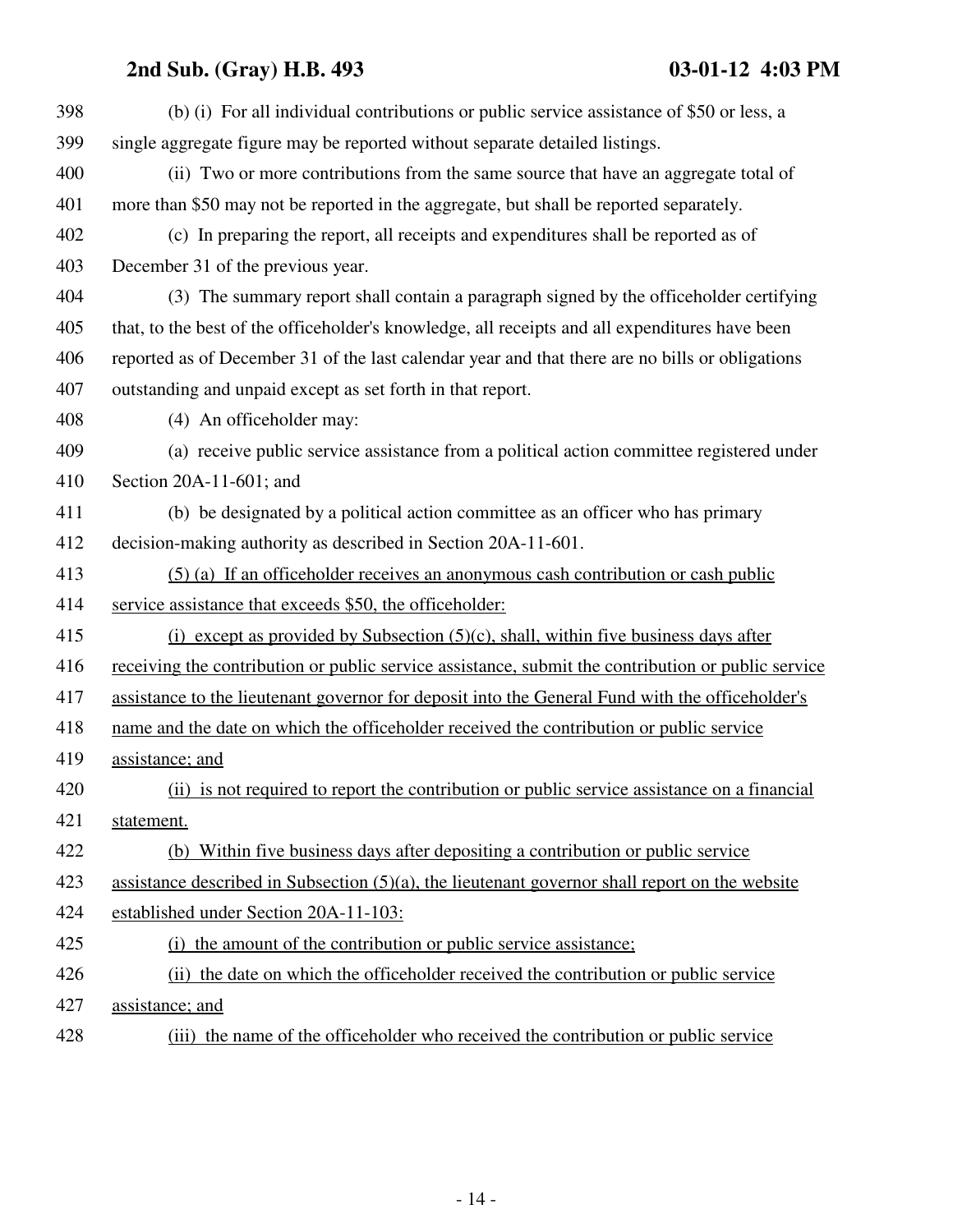(b) (i) For all individual contributions or public service assistance of $50 or less, a single aggregate figure may be reported without separate detailed listings.

(ii) Two or more contributions from the same source that have an aggregate total of more than $50 may not be reported in the aggregate, but shall be reported separately.

(c) In preparing the report, all receipts and expenditures shall be reported as of December 31 of the previous year.

(3) The summary report shall contain a paragraph signed by the officeholder certifying that, to the best of the officeholder's knowledge, all receipts and all expenditures have been reported as of December 31 of the last calendar year and that there are no bills or obligations outstanding and unpaid except as set forth in that report.

(4) An officeholder may:

(a) receive public service assistance from a political action committee registered under Section 20A-11-601; and

(b) be designated by a political action committee as an officer who has primary decision-making authority as described in Section 20A-11-601.

(5) (a) If an officeholder receives an anonymous cash contribution or cash public service assistance that exceeds $50, the officeholder:

(i) except as provided by Subsection (5)(c), shall, within five business days after receiving the contribution or public service assistance, submit the contribution or public service assistance to the lieutenant governor for deposit into the General Fund with the officeholder's name and the date on which the officeholder received the contribution or public service assistance; and

(ii) is not required to report the contribution or public service assistance on a financial statement.

(b) Within five business days after depositing a contribution or public service assistance described in Subsection (5)(a), the lieutenant governor shall report on the website established under Section 20A-11-103:

(i) the amount of the contribution or public service assistance;

(ii) the date on which the officeholder received the contribution or public service assistance; and

(iii) the name of the officeholder who received the contribution or public service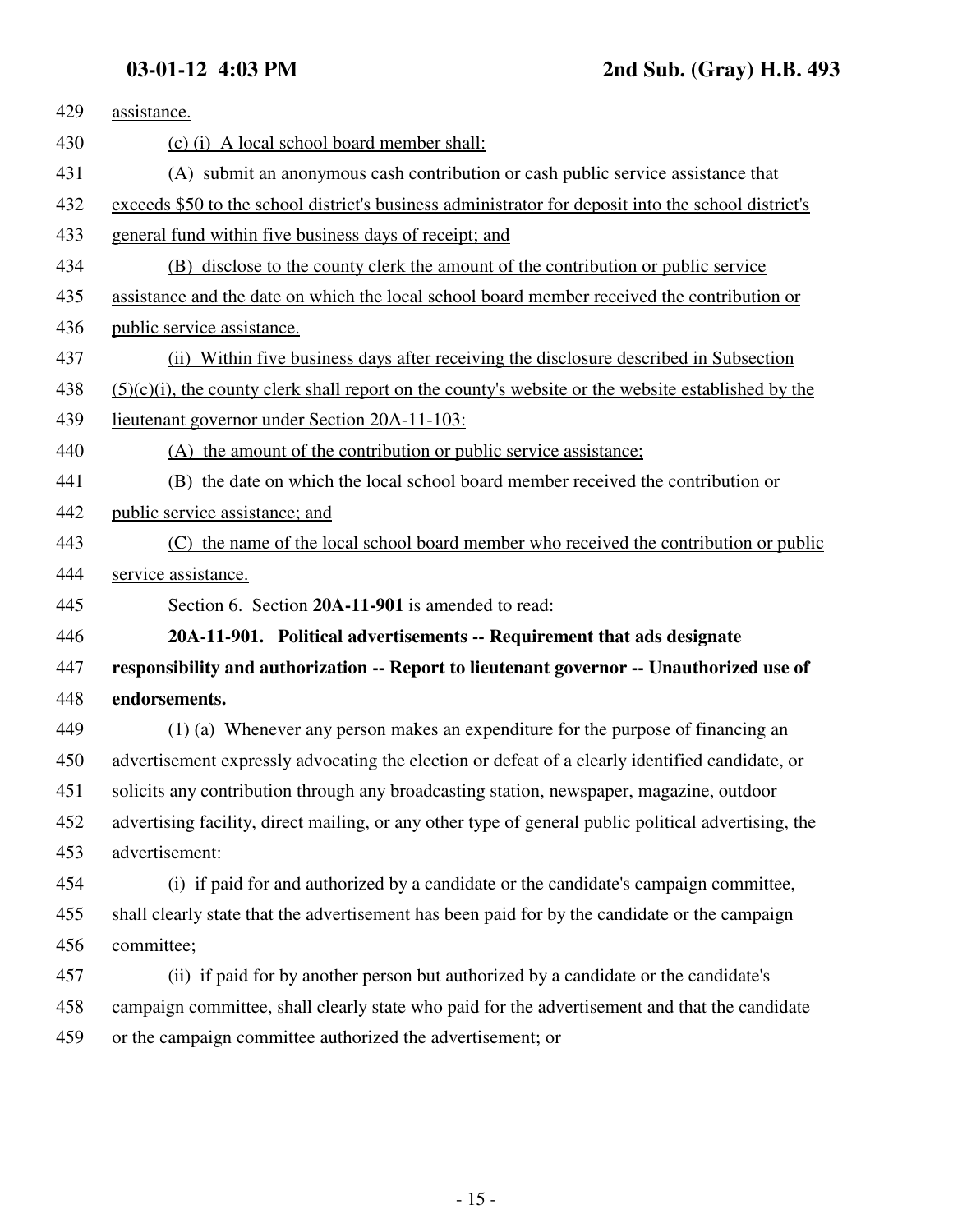assistance.

(c) (i) A local school board member shall:

(A) submit an anonymous cash contribution or cash public service assistance that exceeds $50 to the school district's business administrator for deposit into the school district's general fund within five business days of receipt; and

(B) disclose to the county clerk the amount of the contribution or public service assistance and the date on which the local school board member received the contribution or public service assistance.

(ii) Within five business days after receiving the disclosure described in Subsection (5)(c)(i), the county clerk shall report on the county's website or the website established by the lieutenant governor under Section 20A-11-103:

(A) the amount of the contribution or public service assistance;

(B) the date on which the local school board member received the contribution or public service assistance; and

(C) the name of the local school board member who received the contribution or public service assistance.

Section 6. Section **20A-11-901** is amended to read:

**20A-11-901. Political advertisements -- Requirement that ads designate responsibility and authorization -- Report to lieutenant governor -- Unauthorized use of endorsements.**

(1) (a) Whenever any person makes an expenditure for the purpose of financing an advertisement expressly advocating the election or defeat of a clearly identified candidate, or solicits any contribution through any broadcasting station, newspaper, magazine, outdoor advertising facility, direct mailing, or any other type of general public political advertising, the advertisement:

(i) if paid for and authorized by a candidate or the candidate's campaign committee, shall clearly state that the advertisement has been paid for by the candidate or the campaign committee;

(ii) if paid for by another person but authorized by a candidate or the candidate's campaign committee, shall clearly state who paid for the advertisement and that the candidate or the campaign committee authorized the advertisement; or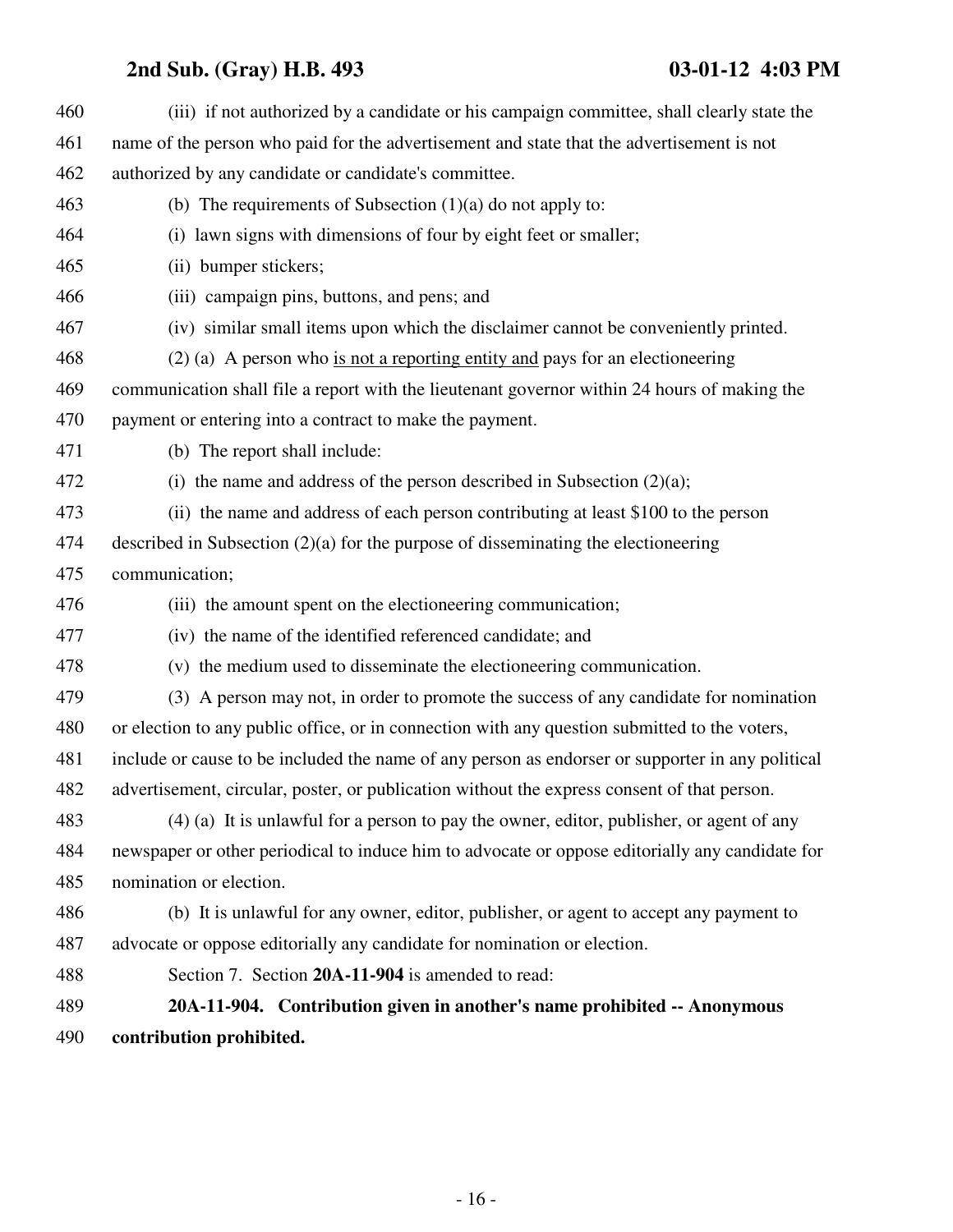(iii) if not authorized by a candidate or his campaign committee, shall clearly state the name of the person who paid for the advertisement and state that the advertisement is not authorized by any candidate or candidate's committee.

(b) The requirements of Subsection (1)(a) do not apply to:

(i) lawn signs with dimensions of four by eight feet or smaller;

(ii) bumper stickers;

(iii) campaign pins, buttons, and pens; and

(iv) similar small items upon which the disclaimer cannot be conveniently printed.

(2) (a) A person who <u>is not a reporting entity and</u> pays for an electioneering communication shall file a report with the lieutenant governor within 24 hours of making the payment or entering into a contract to make the payment.

(b) The report shall include:

(i) the name and address of the person described in Subsection (2)(a);

(ii) the name and address of each person contributing at least $100 to the person described in Subsection (2)(a) for the purpose of disseminating the electioneering communication;

(iii) the amount spent on the electioneering communication;

(iv) the name of the identified referenced candidate; and

(v) the medium used to disseminate the electioneering communication.

(3) A person may not, in order to promote the success of any candidate for nomination or election to any public office, or in connection with any question submitted to the voters, include or cause to be included the name of any person as endorser or supporter in any political advertisement, circular, poster, or publication without the express consent of that person.

(4) (a) It is unlawful for a person to pay the owner, editor, publisher, or agent of any newspaper or other periodical to induce him to advocate or oppose editorially any candidate for nomination or election.

(b) It is unlawful for any owner, editor, publisher, or agent to accept any payment to advocate or oppose editorially any candidate for nomination or election.

Section 7. Section **20A-11-904** is amended to read:

**20A-11-904. Contribution given in another's name prohibited -- Anonymous contribution prohibited.**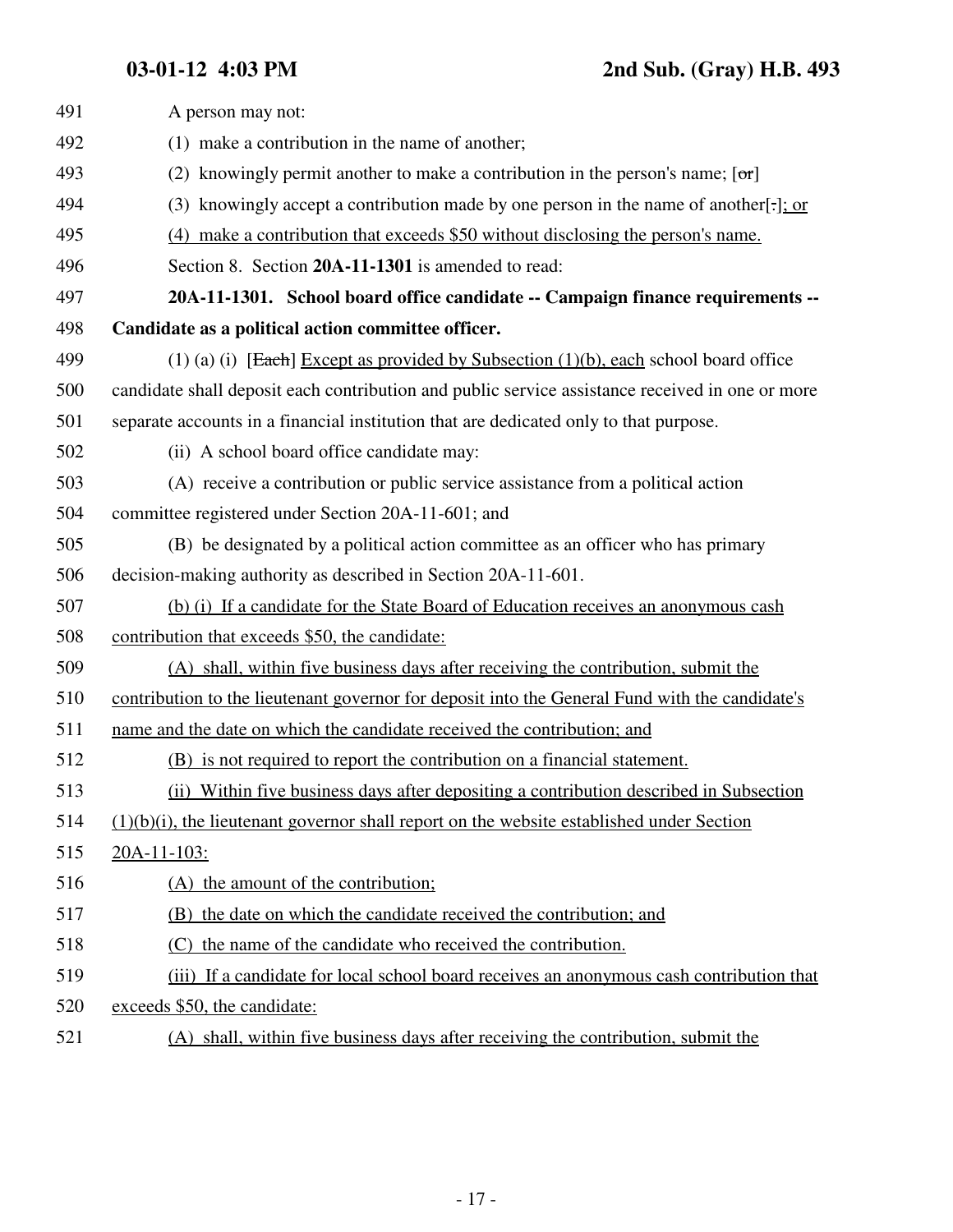A person may not:

(1) make a contribution in the name of another;

(2) knowingly permit another to make a contribution in the person's name; [~~or~~]

(3) knowingly accept a contribution made by one person in the name of another[~~.~~]; or

(4) make a contribution that exceeds $50 without disclosing the person's name.

Section 8. Section **20A-11-1301** is amended to read:

**20A-11-1301. School board office candidate -- Campaign finance requirements -- Candidate as a political action committee officer.**

(1) (a) (i) [~~Each~~] Except as provided by Subsection (1)(b), each school board office candidate shall deposit each contribution and public service assistance received in one or more separate accounts in a financial institution that are dedicated only to that purpose.

(ii) A school board office candidate may:

(A) receive a contribution or public service assistance from a political action committee registered under Section 20A-11-601; and

(B) be designated by a political action committee as an officer who has primary decision-making authority as described in Section 20A-11-601.

(b) (i) If a candidate for the State Board of Education receives an anonymous cash contribution that exceeds $50, the candidate:

(A) shall, within five business days after receiving the contribution, submit the contribution to the lieutenant governor for deposit into the General Fund with the candidate's name and the date on which the candidate received the contribution; and

(B) is not required to report the contribution on a financial statement.

(ii) Within five business days after depositing a contribution described in Subsection (1)(b)(i), the lieutenant governor shall report on the website established under Section 20A-11-103:

(A) the amount of the contribution;

(B) the date on which the candidate received the contribution; and

(C) the name of the candidate who received the contribution.

(iii) If a candidate for local school board receives an anonymous cash contribution that exceeds $50, the candidate:

(A) shall, within five business days after receiving the contribution, submit the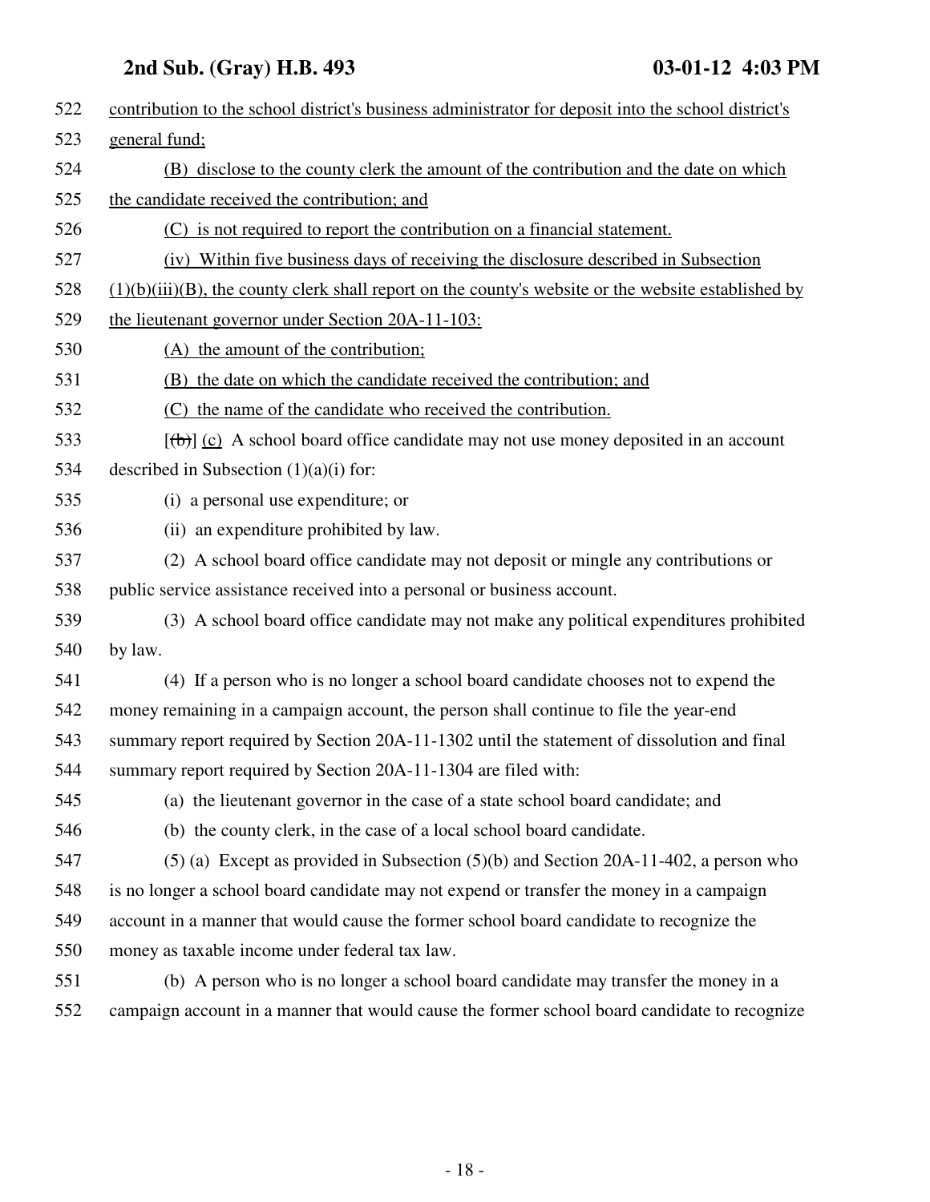contribution to the school district's business administrator for deposit into the school district's general fund;

(B) disclose to the county clerk the amount of the contribution and the date on which the candidate received the contribution; and

(C) is not required to report the contribution on a financial statement.

(iv) Within five business days of receiving the disclosure described in Subsection (1)(b)(iii)(B), the county clerk shall report on the county's website or the website established by the lieutenant governor under Section 20A-11-103:

(A) the amount of the contribution;

(B) the date on which the candidate received the contribution; and

(C) the name of the candidate who received the contribution.

[(b)] (c) A school board office candidate may not use money deposited in an account described in Subsection (1)(a)(i) for:

(i) a personal use expenditure; or

(ii) an expenditure prohibited by law.

(2) A school board office candidate may not deposit or mingle any contributions or public service assistance received into a personal or business account.

(3) A school board office candidate may not make any political expenditures prohibited by law.

(4) If a person who is no longer a school board candidate chooses not to expend the money remaining in a campaign account, the person shall continue to file the year-end summary report required by Section 20A-11-1302 until the statement of dissolution and final summary report required by Section 20A-11-1304 are filed with:

(a) the lieutenant governor in the case of a state school board candidate; and

(b) the county clerk, in the case of a local school board candidate.

(5) (a) Except as provided in Subsection (5)(b) and Section 20A-11-402, a person who is no longer a school board candidate may not expend or transfer the money in a campaign account in a manner that would cause the former school board candidate to recognize the money as taxable income under federal tax law.

(b) A person who is no longer a school board candidate may transfer the money in a campaign account in a manner that would cause the former school board candidate to recognize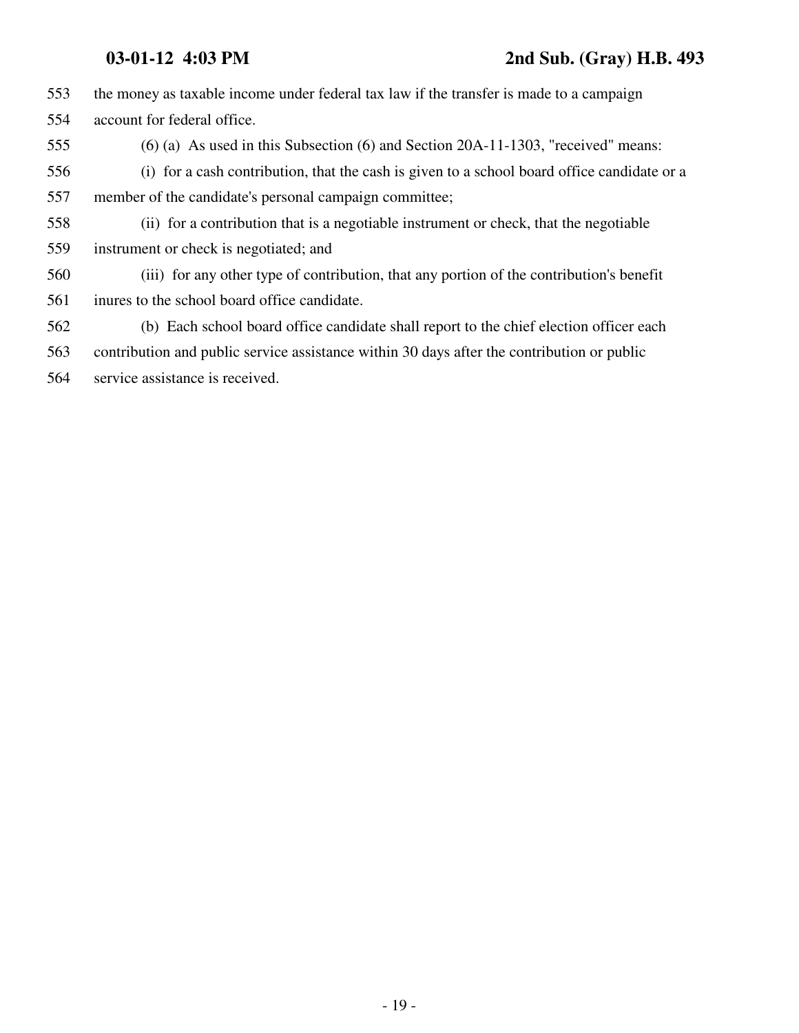553 the money as taxable income under federal tax law if the transfer is made to a campaign
554 account for federal office.

555 (6) (a) As used in this Subsection (6) and Section 20A-11-1303, "received" means:

556 (i) for a cash contribution, that the cash is given to a school board office candidate or a
557 member of the candidate's personal campaign committee;

558 (ii) for a contribution that is a negotiable instrument or check, that the negotiable
559 instrument or check is negotiated; and

560 (iii) for any other type of contribution, that any portion of the contribution's benefit
561 inures to the school board office candidate.

562 (b) Each school board office candidate shall report to the chief election officer each
563 contribution and public service assistance within 30 days after the contribution or public
564 service assistance is received.